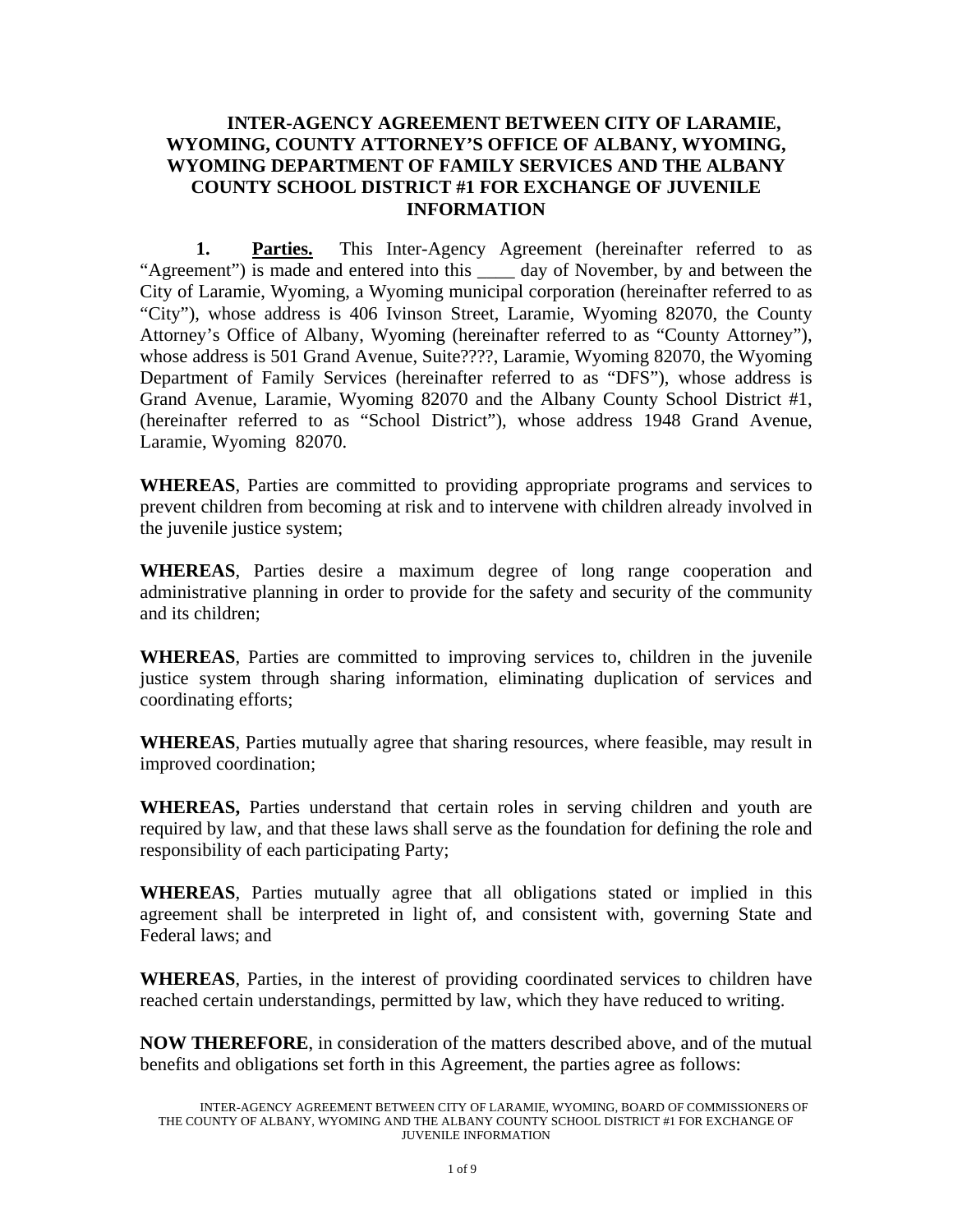# INTER-AGENCY AGREEMENT BETWEEN CITY OF LARAMIE, WYOMING, COUNTY ATTORNEY'S OFFICE OF ALBANY, WYOMING, WYOMING DEPARTMENT OF FAMILY SERVICES AND THE ALBANY COUNTY SCHOOL DISTRICT #1 FOR EXCHANGE OF JUVENILE INFORMATION

**1. Parties.** This Inter-Agency Agreement (hereinafter referred to as "Agreement") is made and entered into this ____ day of November, by and between the City of Laramie, Wyoming, a Wyoming municipal corporation (hereinafter referred to as "City"), whose address is 406 Ivinson Street, Laramie, Wyoming 82070, the County Attorney's Office of Albany, Wyoming (hereinafter referred to as "County Attorney"), whose address is 501 Grand Avenue, Suite????, Laramie, Wyoming 82070, the Wyoming Department of Family Services (hereinafter referred to as "DFS"), whose address is Grand Avenue, Laramie, Wyoming 82070 and the Albany County School District #1, (hereinafter referred to as "School District"), whose address 1948 Grand Avenue, Laramie, Wyoming 82070.

**WHEREAS**, Parties are committed to providing appropriate programs and services to prevent children from becoming at risk and to intervene with children already involved in the juvenile justice system;

**WHEREAS**, Parties desire a maximum degree of long range cooperation and administrative planning in order to provide for the safety and security of the community and its children;

**WHEREAS**, Parties are committed to improving services to, children in the juvenile justice system through sharing information, eliminating duplication of services and coordinating efforts;

**WHEREAS**, Parties mutually agree that sharing resources, where feasible, may result in improved coordination;

**WHEREAS,** Parties understand that certain roles in serving children and youth are required by law, and that these laws shall serve as the foundation for defining the role and responsibility of each participating Party;

**WHEREAS**, Parties mutually agree that all obligations stated or implied in this agreement shall be interpreted in light of, and consistent with, governing State and Federal laws; and

**WHEREAS**, Parties, in the interest of providing coordinated services to children have reached certain understandings, permitted by law, which they have reduced to writing.

**NOW THEREFORE**, in consideration of the matters described above, and of the mutual benefits and obligations set forth in this Agreement, the parties agree as follows: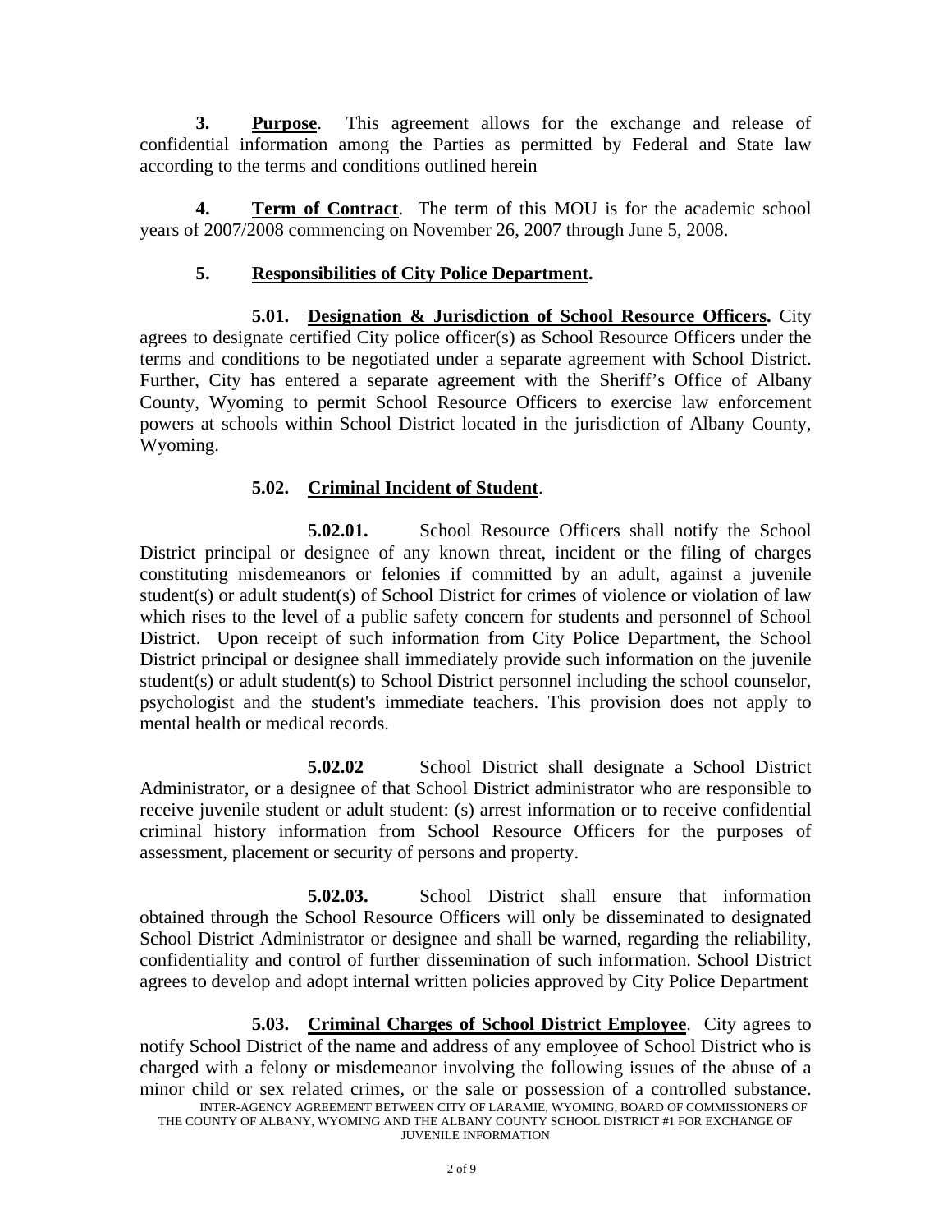**3.** **Purpose**. This agreement allows for the exchange and release of confidential information among the Parties as permitted by Federal and State law according to the terms and conditions outlined herein

**4.** **Term of Contract**. The term of this MOU is for the academic school years of 2007/2008 commencing on November 26, 2007 through June 5, 2008.

**5.** **Responsibilities of City Police Department.**

**5.01.** **Designation & Jurisdiction of School Resource Officers.** City agrees to designate certified City police officer(s) as School Resource Officers under the terms and conditions to be negotiated under a separate agreement with School District. Further, City has entered a separate agreement with the Sheriff's Office of Albany County, Wyoming to permit School Resource Officers to exercise law enforcement powers at schools within School District located in the jurisdiction of Albany County, Wyoming.

**5.02.** **Criminal Incident of Student**.

**5.02.01.** School Resource Officers shall notify the School District principal or designee of any known threat, incident or the filing of charges constituting misdemeanors or felonies if committed by an adult, against a juvenile student(s) or adult student(s) of School District for crimes of violence or violation of law which rises to the level of a public safety concern for students and personnel of School District. Upon receipt of such information from City Police Department, the School District principal or designee shall immediately provide such information on the juvenile student(s) or adult student(s) to School District personnel including the school counselor, psychologist and the student's immediate teachers. This provision does not apply to mental health or medical records.

**5.02.02** School District shall designate a School District Administrator, or a designee of that School District administrator who are responsible to receive juvenile student or adult student: (s) arrest information or to receive confidential criminal history information from School Resource Officers for the purposes of assessment, placement or security of persons and property.

**5.02.03.** School District shall ensure that information obtained through the School Resource Officers will only be disseminated to designated School District Administrator or designee and shall be warned, regarding the reliability, confidentiality and control of further dissemination of such information. School District agrees to develop and adopt internal written policies approved by City Police Department

**5.03.** **Criminal Charges of School District Employee**. City agrees to notify School District of the name and address of any employee of School District who is charged with a felony or misdemeanor involving the following issues of the abuse of a minor child or sex related crimes, or the sale or possession of a controlled substance.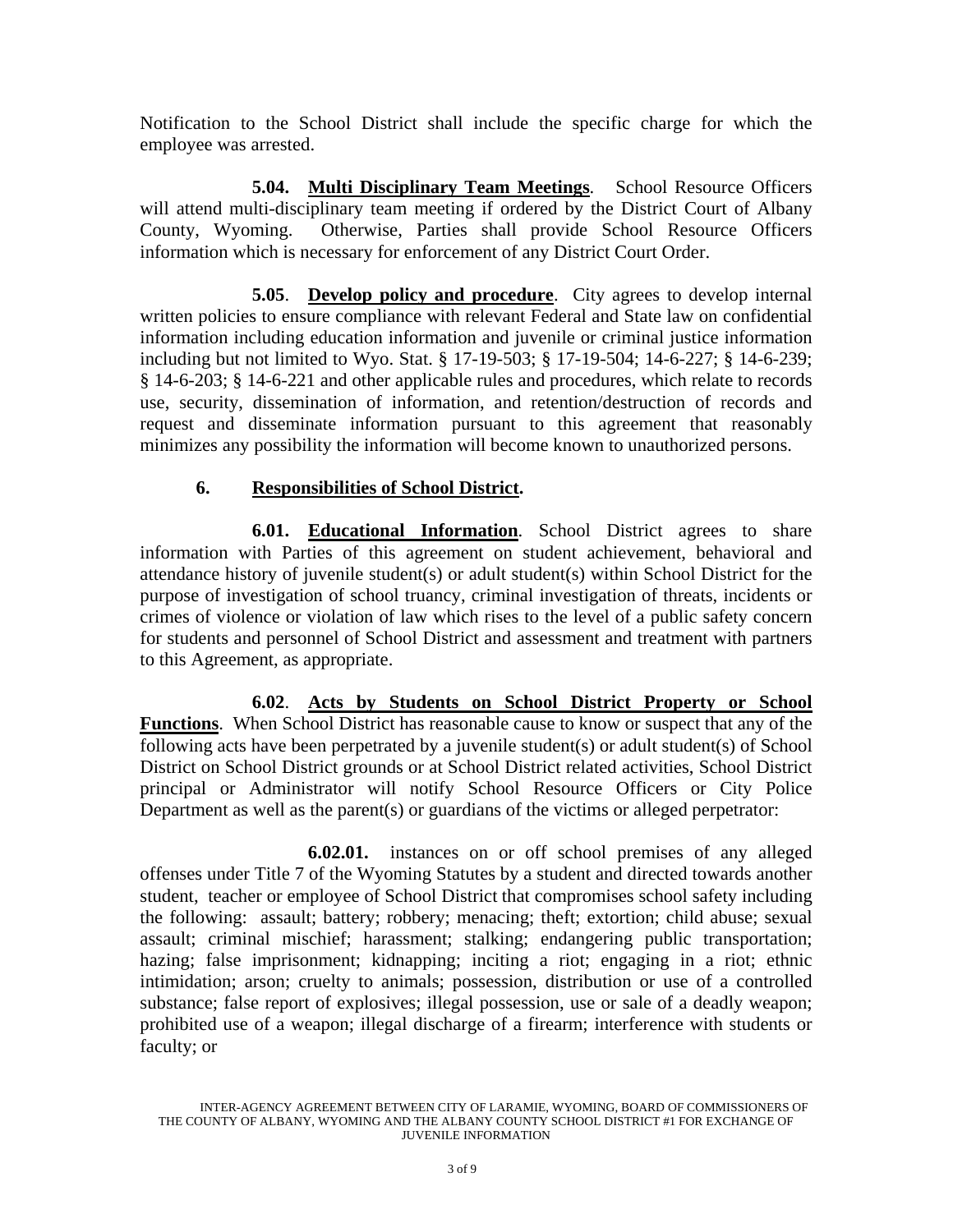Notification to the School District shall include the specific charge for which the employee was arrested.

**5.04. <u>Multi Disciplinary Team Meetings</u>**. School Resource Officers will attend multi-disciplinary team meeting if ordered by the District Court of Albany County, Wyoming. Otherwise, Parties shall provide School Resource Officers information which is necessary for enforcement of any District Court Order.

**5.05**. **<u>Develop policy and procedure</u>**. City agrees to develop internal written policies to ensure compliance with relevant Federal and State law on confidential information including education information and juvenile or criminal justice information including but not limited to Wyo. Stat. § 17-19-503; § 17-19-504; 14-6-227; § 14-6-239; § 14-6-203; § 14-6-221 and other applicable rules and procedures, which relate to records use, security, dissemination of information, and retention/destruction of records and request and disseminate information pursuant to this agreement that reasonably minimizes any possibility the information will become known to unauthorized persons.

## 6. <u>Responsibilities of School District</u>.

**6.01. <u>Educational Information</u>**. School District agrees to share information with Parties of this agreement on student achievement, behavioral and attendance history of juvenile student(s) or adult student(s) within School District for the purpose of investigation of school truancy, criminal investigation of threats, incidents or crimes of violence or violation of law which rises to the level of a public safety concern for students and personnel of School District and assessment and treatment with partners to this Agreement, as appropriate.

**6.02**. **<u>Acts by Students on School District Property or School Functions</u>**. When School District has reasonable cause to know or suspect that any of the following acts have been perpetrated by a juvenile student(s) or adult student(s) of School District on School District grounds or at School District related activities, School District principal or Administrator will notify School Resource Officers or City Police Department as well as the parent(s) or guardians of the victims or alleged perpetrator:

**6.02.01.** instances on or off school premises of any alleged offenses under Title 7 of the Wyoming Statutes by a student and directed towards another student, teacher or employee of School District that compromises school safety including the following: assault; battery; robbery; menacing; theft; extortion; child abuse; sexual assault; criminal mischief; harassment; stalking; endangering public transportation; hazing; false imprisonment; kidnapping; inciting a riot; engaging in a riot; ethnic intimidation; arson; cruelty to animals; possession, distribution or use of a controlled substance; false report of explosives; illegal possession, use or sale of a deadly weapon; prohibited use of a weapon; illegal discharge of a firearm; interference with students or faculty; or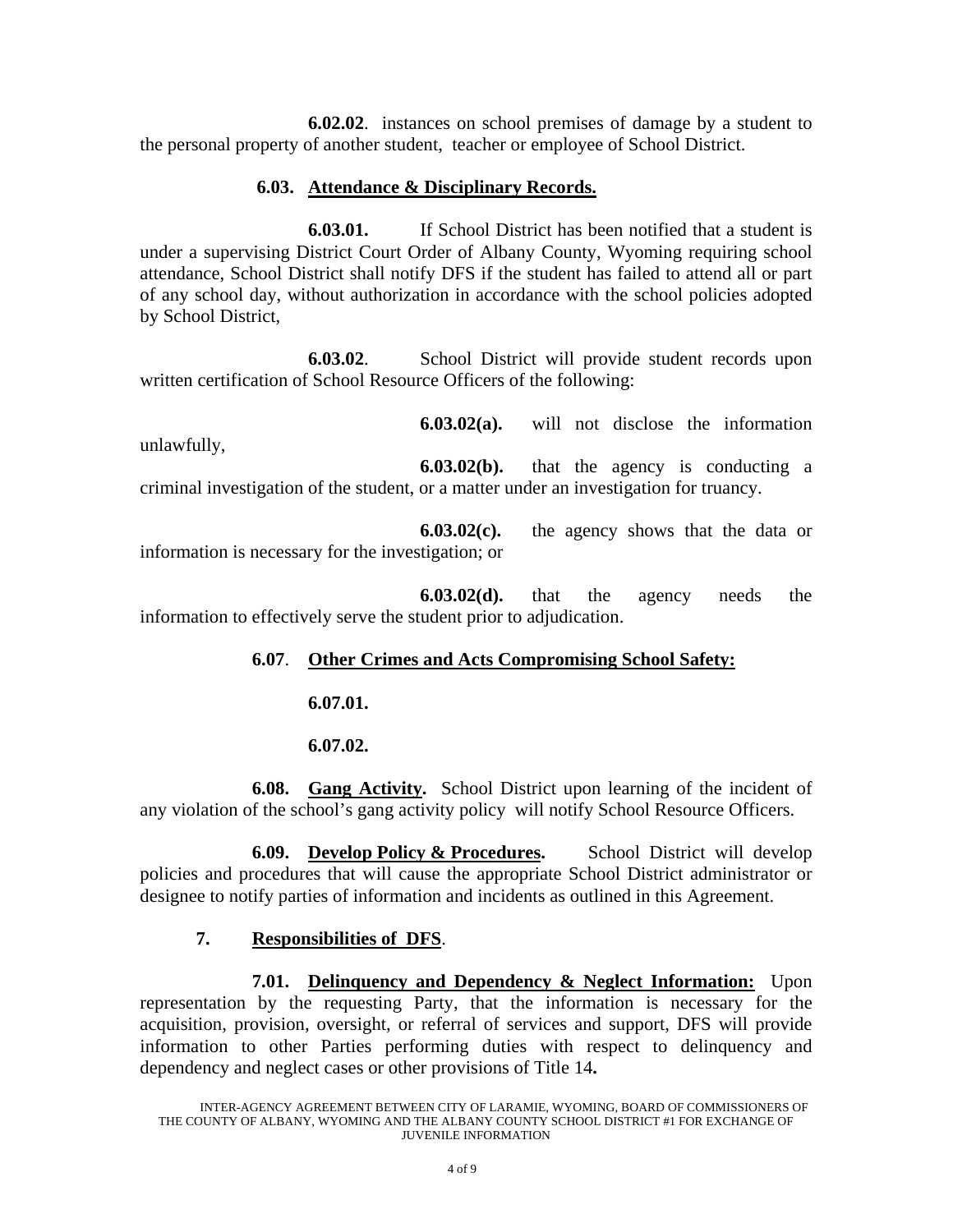**6.02.02**. instances on school premises of damage by a student to the personal property of another student, teacher or employee of School District.

**6.03. Attendance & Disciplinary Records.**

**6.03.01.** If School District has been notified that a student is under a supervising District Court Order of Albany County, Wyoming requiring school attendance, School District shall notify DFS if the student has failed to attend all or part of any school day, without authorization in accordance with the school policies adopted by School District,

**6.03.02**. School District will provide student records upon written certification of School Resource Officers of the following:

**6.03.02(a).** will not disclose the information unlawfully,

**6.03.02(b).** that the agency is conducting a criminal investigation of the student, or a matter under an investigation for truancy.

**6.03.02(c).** the agency shows that the data or information is necessary for the investigation; or

**6.03.02(d).** that the agency needs the information to effectively serve the student prior to adjudication.

**6.07**. **Other Crimes and Acts Compromising School Safety:**

**6.07.01.**

**6.07.02.**

**6.08. Gang Activity.** School District upon learning of the incident of any violation of the school's gang activity policy will notify School Resource Officers.

**6.09. Develop Policy & Procedures.** School District will develop policies and procedures that will cause the appropriate School District administrator or designee to notify parties of information and incidents as outlined in this Agreement.

**7. Responsibilities of DFS**.

**7.01. Delinquency and Dependency & Neglect Information:** Upon representation by the requesting Party, that the information is necessary for the acquisition, provision, oversight, or referral of services and support, DFS will provide information to other Parties performing duties with respect to delinquency and dependency and neglect cases or other provisions of Title 14**.**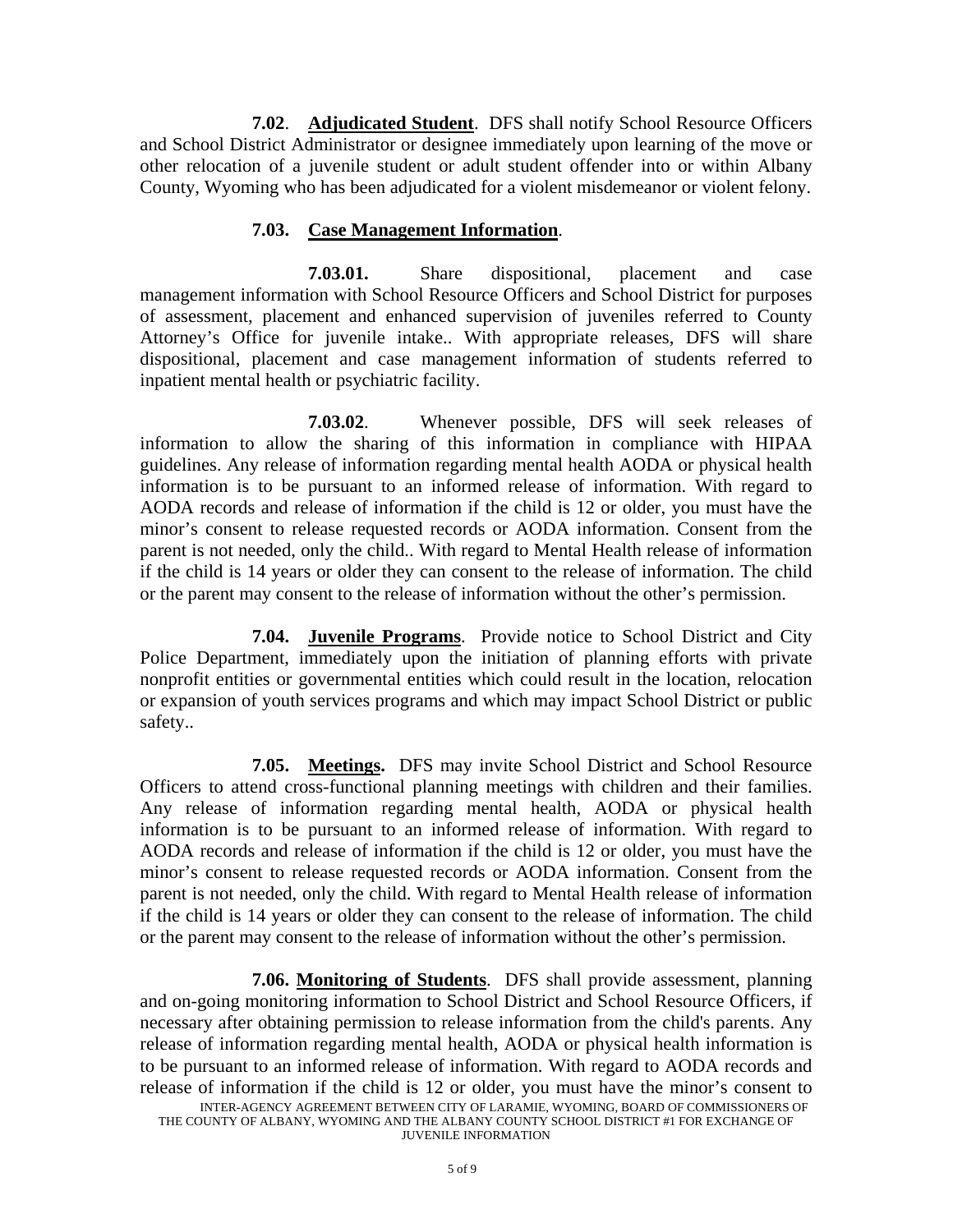**7.02**. **Adjudicated Student**. DFS shall notify School Resource Officers and School District Administrator or designee immediately upon learning of the move or other relocation of a juvenile student or adult student offender into or within Albany County, Wyoming who has been adjudicated for a violent misdemeanor or violent felony.

**7.03. Case Management Information**.

**7.03.01.** Share dispositional, placement and case management information with School Resource Officers and School District for purposes of assessment, placement and enhanced supervision of juveniles referred to County Attorney's Office for juvenile intake.. With appropriate releases, DFS will share dispositional, placement and case management information of students referred to inpatient mental health or psychiatric facility.

**7.03.02**. Whenever possible, DFS will seek releases of information to allow the sharing of this information in compliance with HIPAA guidelines. Any release of information regarding mental health AODA or physical health information is to be pursuant to an informed release of information. With regard to AODA records and release of information if the child is 12 or older, you must have the minor's consent to release requested records or AODA information. Consent from the parent is not needed, only the child.. With regard to Mental Health release of information if the child is 14 years or older they can consent to the release of information. The child or the parent may consent to the release of information without the other's permission.

**7.04. Juvenile Programs**. Provide notice to School District and City Police Department, immediately upon the initiation of planning efforts with private nonprofit entities or governmental entities which could result in the location, relocation or expansion of youth services programs and which may impact School District or public safety..

**7.05. Meetings.** DFS may invite School District and School Resource Officers to attend cross-functional planning meetings with children and their families. Any release of information regarding mental health, AODA or physical health information is to be pursuant to an informed release of information. With regard to AODA records and release of information if the child is 12 or older, you must have the minor's consent to release requested records or AODA information. Consent from the parent is not needed, only the child. With regard to Mental Health release of information if the child is 14 years or older they can consent to the release of information. The child or the parent may consent to the release of information without the other's permission.

**7.06. Monitoring of Students**. DFS shall provide assessment, planning and on-going monitoring information to School District and School Resource Officers, if necessary after obtaining permission to release information from the child's parents. Any release of information regarding mental health, AODA or physical health information is to be pursuant to an informed release of information. With regard to AODA records and release of information if the child is 12 or older, you must have the minor's consent to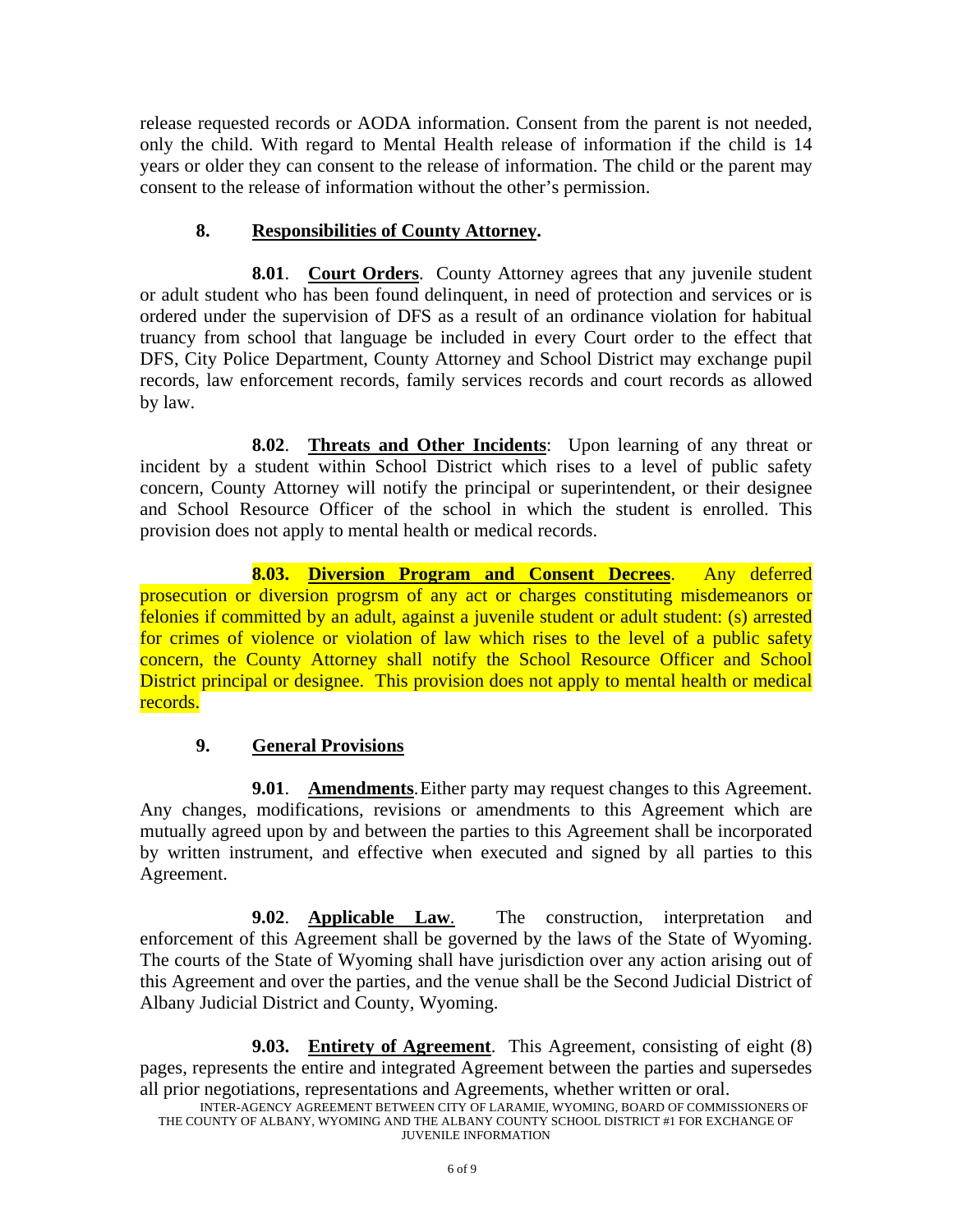release requested records or AODA information. Consent from the parent is not needed, only the child. With regard to Mental Health release of information if the child is 14 years or older they can consent to the release of information. The child or the parent may consent to the release of information without the other's permission.

**8. Responsibilities of County Attorney.**

**8.01. Court Orders**. County Attorney agrees that any juvenile student or adult student who has been found delinquent, in need of protection and services or is ordered under the supervision of DFS as a result of an ordinance violation for habitual truancy from school that language be included in every Court order to the effect that DFS, City Police Department, County Attorney and School District may exchange pupil records, law enforcement records, family services records and court records as allowed by law.

**8.02. Threats and Other Incidents**: Upon learning of any threat or incident by a student within School District which rises to a level of public safety concern, County Attorney will notify the principal or superintendent, or their designee and School Resource Officer of the school in which the student is enrolled. This provision does not apply to mental health or medical records.

**8.03. Diversion Program and Consent Decrees**. Any deferred prosecution or diversion progrsm of any act or charges constituting misdemeanors or felonies if committed by an adult, against a juvenile student or adult student: (s) arrested for crimes of violence or violation of law which rises to the level of a public safety concern, the County Attorney shall notify the School Resource Officer and School District principal or designee. This provision does not apply to mental health or medical records.

**9. General Provisions**

**9.01. Amendments**. Either party may request changes to this Agreement. Any changes, modifications, revisions or amendments to this Agreement which are mutually agreed upon by and between the parties to this Agreement shall be incorporated by written instrument, and effective when executed and signed by all parties to this Agreement.

**9.02. Applicable Law**. The construction, interpretation and enforcement of this Agreement shall be governed by the laws of the State of Wyoming. The courts of the State of Wyoming shall have jurisdiction over any action arising out of this Agreement and over the parties, and the venue shall be the Second Judicial District of Albany Judicial District and County, Wyoming.

**9.03. Entirety of Agreement**. This Agreement, consisting of eight (8) pages, represents the entire and integrated Agreement between the parties and supersedes all prior negotiations, representations and Agreements, whether written or oral.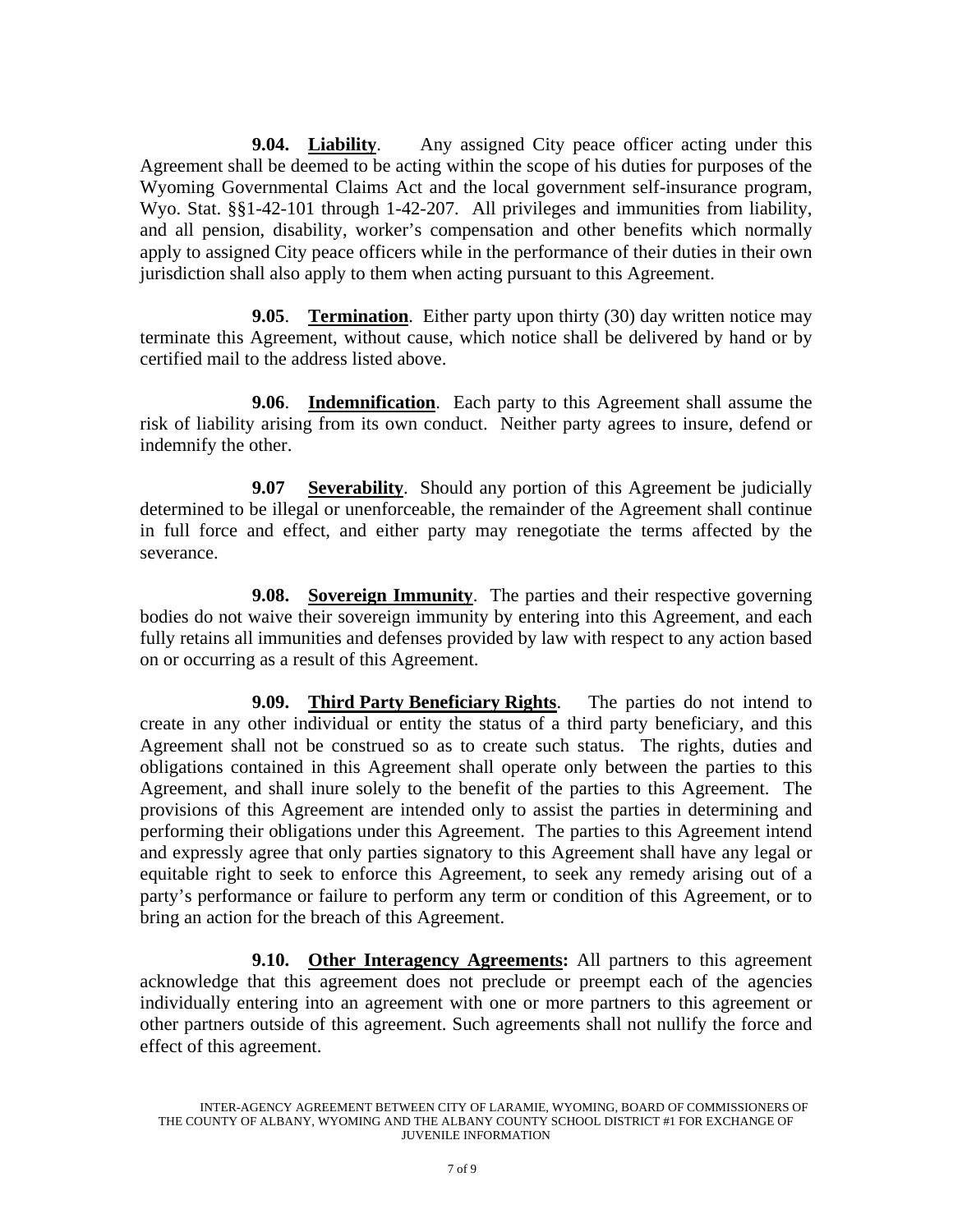**9.04. Liability**. Any assigned City peace officer acting under this Agreement shall be deemed to be acting within the scope of his duties for purposes of the Wyoming Governmental Claims Act and the local government self-insurance program, Wyo. Stat. §§1-42-101 through 1-42-207. All privileges and immunities from liability, and all pension, disability, worker's compensation and other benefits which normally apply to assigned City peace officers while in the performance of their duties in their own jurisdiction shall also apply to them when acting pursuant to this Agreement.

**9.05**. **Termination**. Either party upon thirty (30) day written notice may terminate this Agreement, without cause, which notice shall be delivered by hand or by certified mail to the address listed above.

**9.06**. **Indemnification**. Each party to this Agreement shall assume the risk of liability arising from its own conduct. Neither party agrees to insure, defend or indemnify the other.

**9.07** **Severability**. Should any portion of this Agreement be judicially determined to be illegal or unenforceable, the remainder of the Agreement shall continue in full force and effect, and either party may renegotiate the terms affected by the severance.

**9.08. Sovereign Immunity**. The parties and their respective governing bodies do not waive their sovereign immunity by entering into this Agreement, and each fully retains all immunities and defenses provided by law with respect to any action based on or occurring as a result of this Agreement.

**9.09. Third Party Beneficiary Rights**. The parties do not intend to create in any other individual or entity the status of a third party beneficiary, and this Agreement shall not be construed so as to create such status. The rights, duties and obligations contained in this Agreement shall operate only between the parties to this Agreement, and shall inure solely to the benefit of the parties to this Agreement. The provisions of this Agreement are intended only to assist the parties in determining and performing their obligations under this Agreement. The parties to this Agreement intend and expressly agree that only parties signatory to this Agreement shall have any legal or equitable right to seek to enforce this Agreement, to seek any remedy arising out of a party's performance or failure to perform any term or condition of this Agreement, or to bring an action for the breach of this Agreement.

**9.10. Other Interagency Agreements:** All partners to this agreement acknowledge that this agreement does not preclude or preempt each of the agencies individually entering into an agreement with one or more partners to this agreement or other partners outside of this agreement. Such agreements shall not nullify the force and effect of this agreement.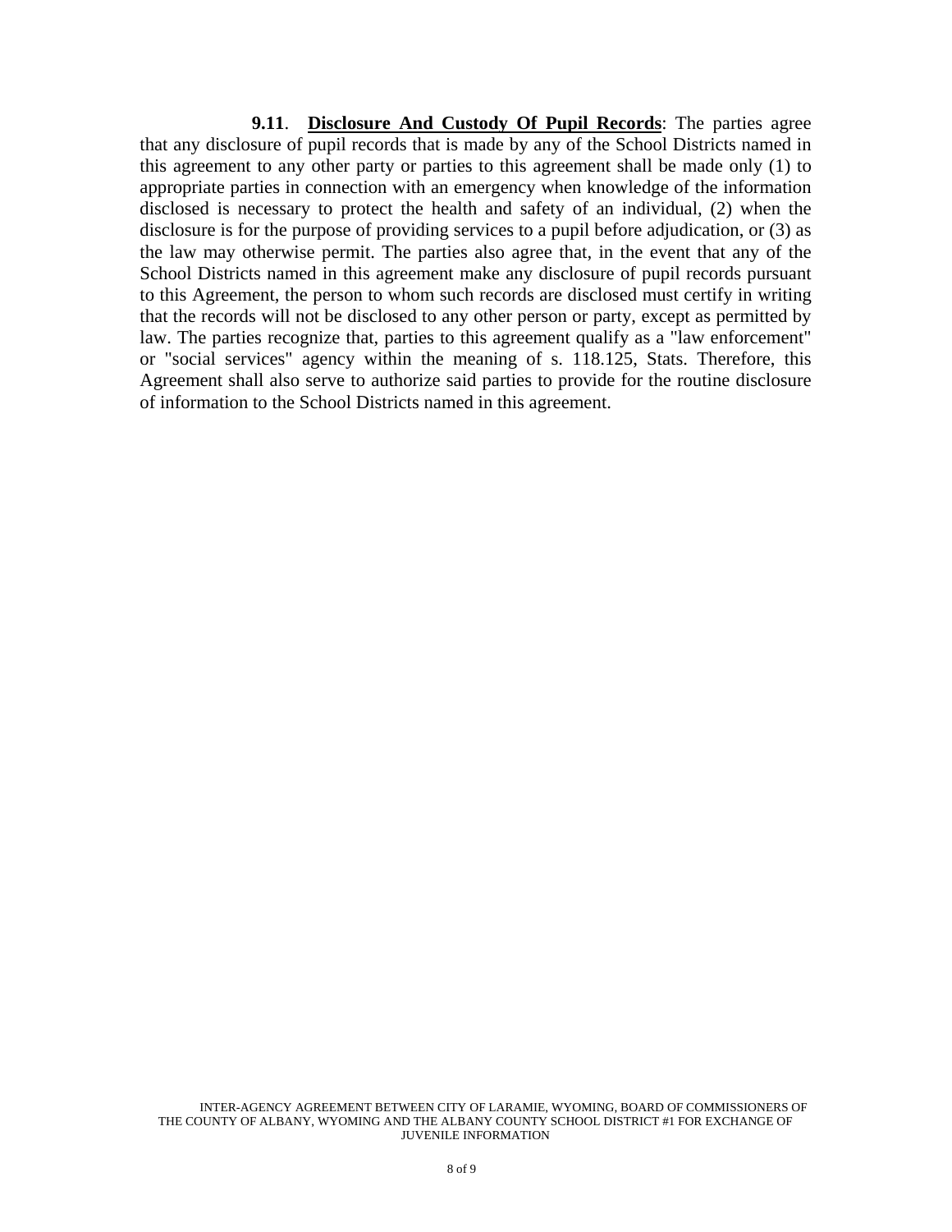**9.11**. **Disclosure And Custody Of Pupil Records**: The parties agree that any disclosure of pupil records that is made by any of the School Districts named in this agreement to any other party or parties to this agreement shall be made only (1) to appropriate parties in connection with an emergency when knowledge of the information disclosed is necessary to protect the health and safety of an individual, (2) when the disclosure is for the purpose of providing services to a pupil before adjudication, or (3) as the law may otherwise permit. The parties also agree that, in the event that any of the School Districts named in this agreement make any disclosure of pupil records pursuant to this Agreement, the person to whom such records are disclosed must certify in writing that the records will not be disclosed to any other person or party, except as permitted by law. The parties recognize that, parties to this agreement qualify as a "law enforcement" or "social services" agency within the meaning of s. 118.125, Stats. Therefore, this Agreement shall also serve to authorize said parties to provide for the routine disclosure of information to the School Districts named in this agreement.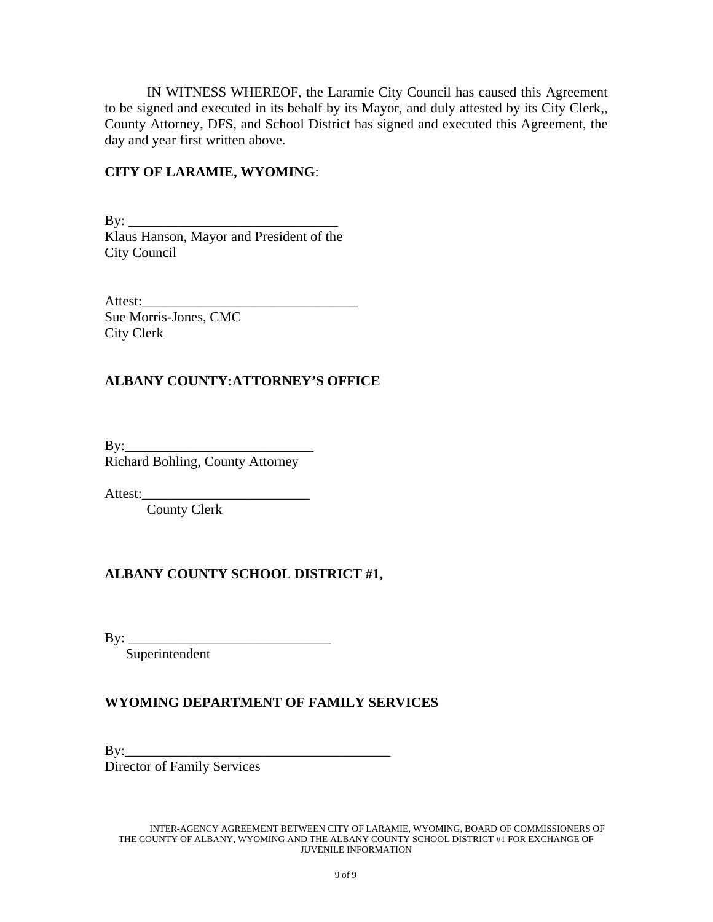IN WITNESS WHEREOF, the Laramie City Council has caused this Agreement to be signed and executed in its behalf by its Mayor, and duly attested by its City Clerk,, County Attorney, DFS, and School District has signed and executed this Agreement, the day and year first written above.

**CITY OF LARAMIE, WYOMING**:

By: ______________________________
Klaus Hanson, Mayor and President of the City Council

Attest:_______________________________
Sue Morris-Jones, CMC
City Clerk

**ALBANY COUNTY:ATTORNEY'S OFFICE**

By:__________________________
Richard Bohling, County Attorney

Attest:________________________
County Clerk

**ALBANY COUNTY SCHOOL DISTRICT #1,**

By: _____________________________
Superintendent

**WYOMING DEPARTMENT OF FAMILY SERVICES**

By:______________________________________
Director of Family Services

INTER-AGENCY AGREEMENT BETWEEN CITY OF LARAMIE, WYOMING, BOARD OF COMMISSIONERS OF THE COUNTY OF ALBANY, WYOMING AND THE ALBANY COUNTY SCHOOL DISTRICT #1 FOR EXCHANGE OF JUVENILE INFORMATION